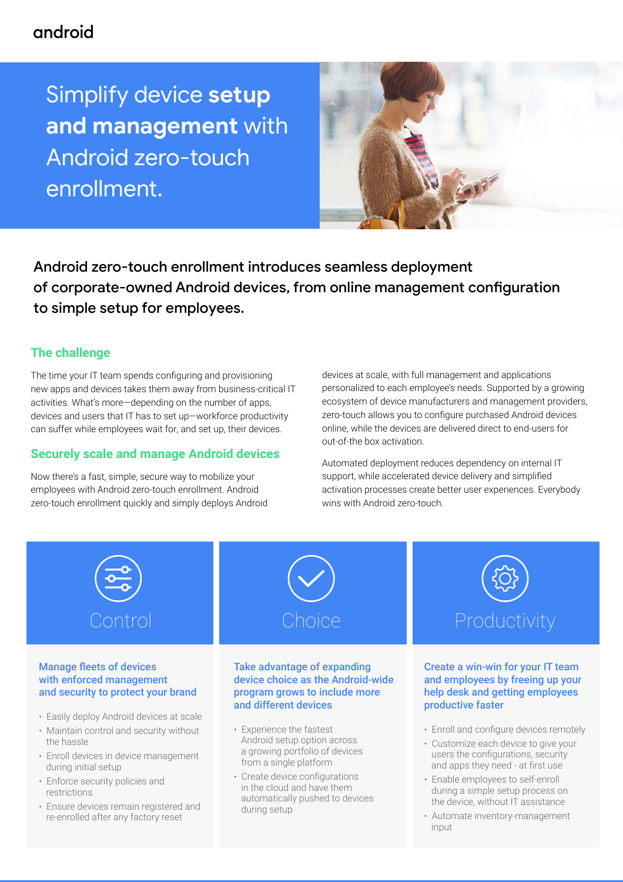android

# Simplify device **setup and management** with Android zero-touch enrollment.

**Android zero-touch enrollment introduces seamless deployment of corporate-owned Android devices, from online management configuration to simple setup for employees.**

## The challenge

The time your IT team spends configuring and provisioning new apps and devices takes them away from business-critical IT activities. What's more—depending on the number of apps, devices and users that IT has to set up—workforce productivity can suffer while employees wait for, and set up, their devices.

## Securely scale and manage Android devices

Now there's a fast, simple, secure way to mobilize your employees with Android zero-touch enrollment. Android zero-touch enrollment quickly and simply deploys Android devices at scale, with full management and applications personalized to each employee's needs. Supported by a growing ecosystem of device manufacturers and management providers, zero-touch allows you to configure purchased Android devices online, while the devices are delivered direct to end-users for out-of-the box activation.

Automated deployment reduces dependency on internal IT support, while accelerated device delivery and simplified activation processes create better user experiences. Everybody wins with Android zero-touch.

## Control

### Manage fleets of devices with enforced management and security to protect your brand

- Easily deploy Android devices at scale
- Maintain control and security without the hassle
- Enroll devices in device management during initial setup
- Enforce security policies and restrictions
- Ensure devices remain registered and re-enrolled after any factory reset

## Choice

### Take advantage of expanding device choice as the Android-wide program grows to include more and different devices

- Experience the fastest Android setup option across a growing portfolio of devices from a single platform
- Create device configurations in the cloud and have them automatically pushed to devices during setup

## Productivity

### Create a win-win for your IT team and employees by freeing up your help desk and getting employees productive faster

- Enroll and configure devices remotely
- Customize each device to give your users the configurations, security and apps they need - at first use
- Enable employees to self-enroll during a simple setup process on the device, without IT assistance
- Automate inventory-management input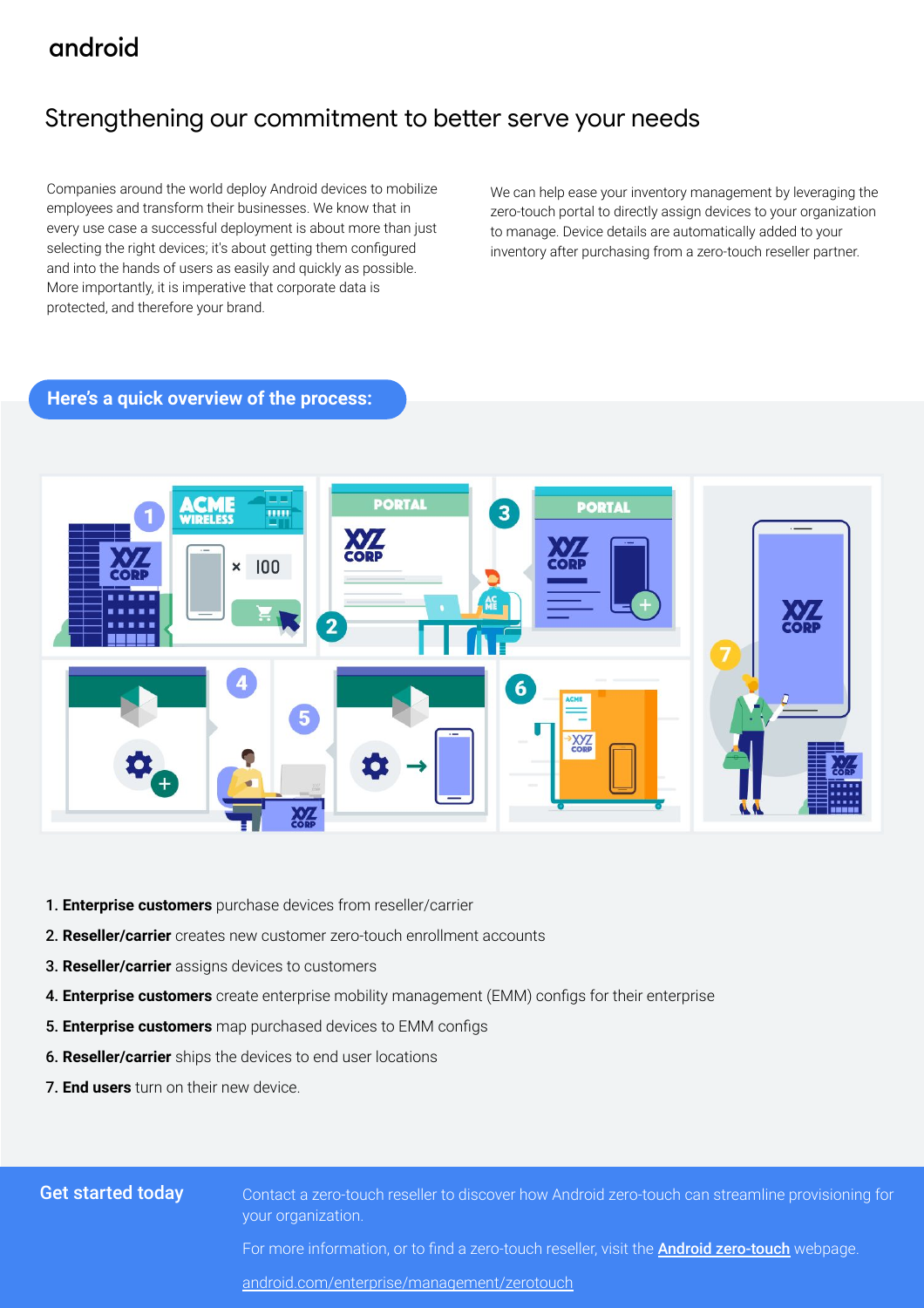android

# Strengthening our commitment to better serve your needs

Companies around the world deploy Android devices to mobilize employees and transform their businesses. We know that in every use case a successful deployment is about more than just selecting the right devices; it's about getting them configured and into the hands of users as easily and quickly as possible. More importantly, it is imperative that corporate data is protected, and therefore your brand.

We can help ease your inventory management by leveraging the zero-touch portal to directly assign devices to your organization to manage. Device details are automatically added to your inventory after purchasing from a zero-touch reseller partner.

## Here's a quick overview of the process:

1. **Enterprise customers** purchase devices from reseller/carrier
2. **Reseller/carrier** creates new customer zero-touch enrollment accounts
3. **Reseller/carrier** assigns devices to customers
4. **Enterprise customers** create enterprise mobility management (EMM) configs for their enterprise
5. **Enterprise customers** map purchased devices to EMM configs
6. **Reseller/carrier** ships the devices to end user locations
7. **End users** turn on their new device.

## Get started today

Contact a zero-touch reseller to discover how Android zero-touch can streamline provisioning for your organization.

For more information, or to find a zero-touch reseller, visit the **Android zero-touch** webpage.

android.com/enterprise/management/zerotouch